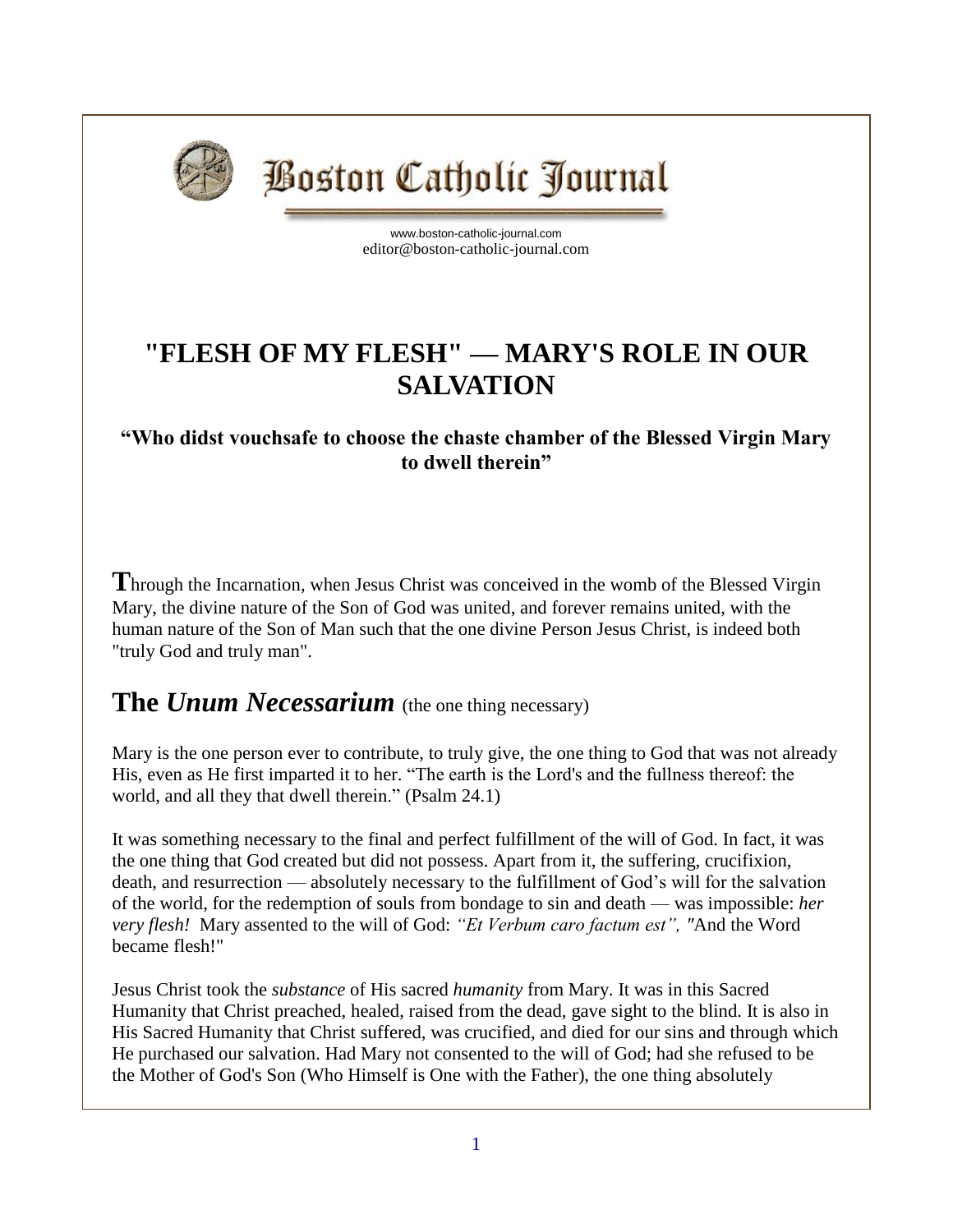# Boston Catholic Journal

www.boston-catholic-journal.com
editor@boston-catholic-journal.com

## "FLESH OF MY FLESH" — MARY'S ROLE IN OUR SALVATION

### "Who didst vouchsafe to choose the chaste chamber of the Blessed Virgin Mary to dwell therein"

**T**hrough the Incarnation, when Jesus Christ was conceived in the womb of the Blessed Virgin Mary, the divine nature of the Son of God was united, and forever remains united, with the human nature of the Son of Man such that the one divine Person Jesus Christ, is indeed both "truly God and truly man".

## The *Unum Necessarium* (the one thing necessary)

Mary is the one person ever to contribute, to truly give, the one thing to God that was not already His, even as He first imparted it to her. "The earth is the Lord's and the fullness thereof: the world, and all they that dwell therein." (Psalm 24.1)

It was something necessary to the final and perfect fulfillment of the will of God. In fact, it was the one thing that God created but did not possess. Apart from it, the suffering, crucifixion, death, and resurrection — absolutely necessary to the fulfillment of God's will for the salvation of the world, for the redemption of souls from bondage to sin and death — was impossible: *her very flesh!* Mary assented to the will of God: *"Et Verbum caro factum est", "*And the Word became flesh!"

Jesus Christ took the *substance* of His sacred *humanity* from Mary. It was in this Sacred Humanity that Christ preached, healed, raised from the dead, gave sight to the blind. It is also in His Sacred Humanity that Christ suffered, was crucified, and died for our sins and through which He purchased our salvation. Had Mary not consented to the will of God; had she refused to be the Mother of God's Son (Who Himself is One with the Father), the one thing absolutely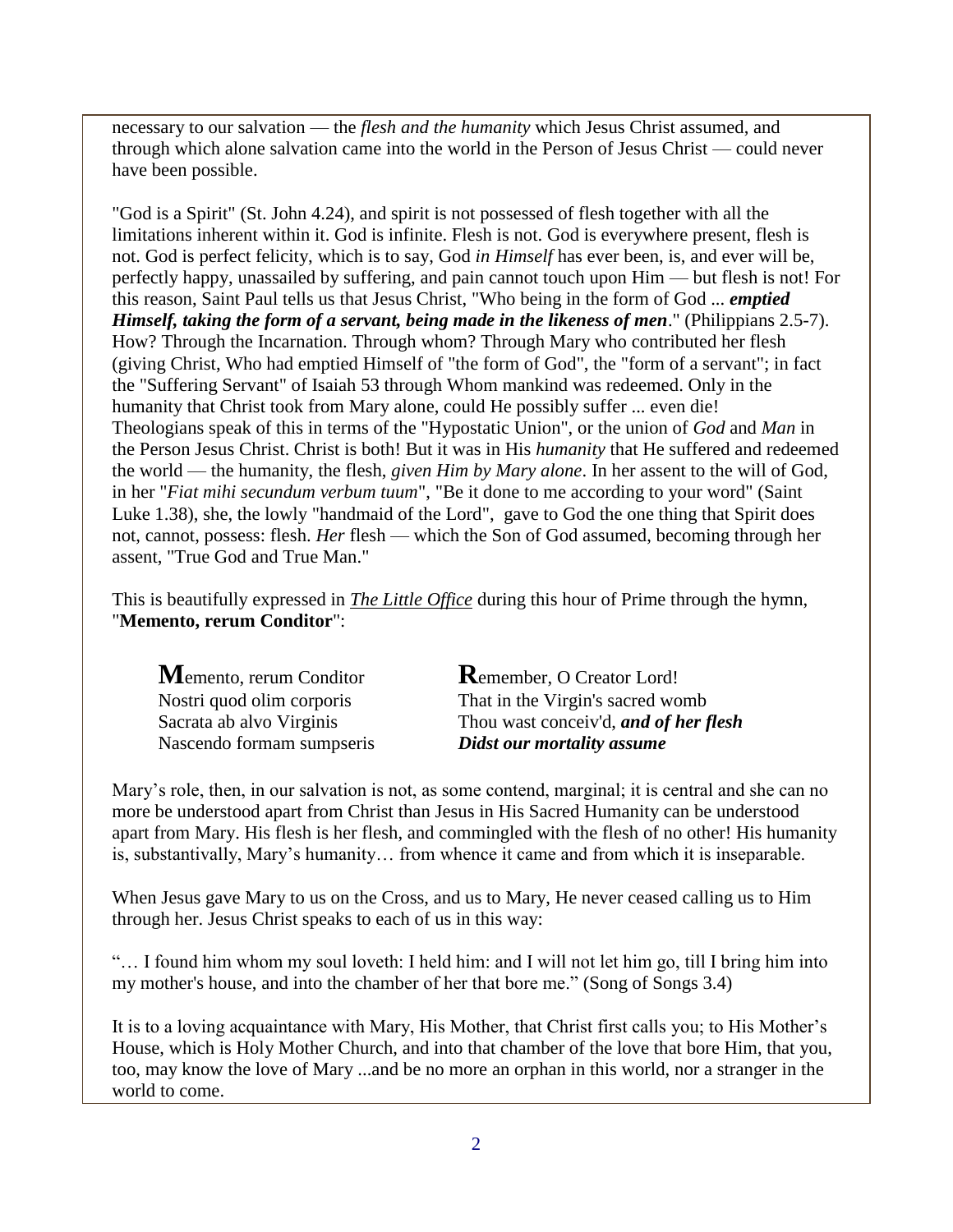necessary to our salvation — the *flesh and the humanity* which Jesus Christ assumed, and through which alone salvation came into the world in the Person of Jesus Christ — could never have been possible.

"God is a Spirit" (St. John 4.24), and spirit is not possessed of flesh together with all the limitations inherent within it. God is infinite. Flesh is not. God is everywhere present, flesh is not. God is perfect felicity, which is to say, God *in Himself* has ever been, is, and ever will be, perfectly happy, unassailed by suffering, and pain cannot touch upon Him — but flesh is not! For this reason, Saint Paul tells us that Jesus Christ, "Who being in the form of God ... ***emptied Himself, taking the form of a servant, being made in the likeness of men***." (Philippians 2.5-7). How? Through the Incarnation. Through whom? Through Mary who contributed her flesh (giving Christ, Who had emptied Himself of "the form of God", the "form of a servant"; in fact the "Suffering Servant" of Isaiah 53 through Whom mankind was redeemed. Only in the humanity that Christ took from Mary alone, could He possibly suffer ... even die! Theologians speak of this in terms of the "Hypostatic Union", or the union of *God* and *Man* in the Person Jesus Christ. Christ is both! But it was in His *humanity* that He suffered and redeemed the world — the humanity, the flesh, *given Him by Mary alone*. In her assent to the will of God, in her "*Fiat mihi secundum verbum tuum*", "Be it done to me according to your word" (Saint Luke 1.38), she, the lowly "handmaid of the Lord", gave to God the one thing that Spirit does not, cannot, possess: flesh. *Her* flesh — which the Son of God assumed, becoming through her assent, "True God and True Man."

This is beautifully expressed in ***The Little Office*** during this hour of Prime through the hymn, "**Memento, rerum Conditor**":

| | |
|---|---|
| **M**emento, rerum Conditor | **R**emember, O Creator Lord! |
| Nostri quod olim corporis | That in the Virgin's sacred womb |
| Sacrata ab alvo Virginis | Thou wast conceiv'd, ***and of her flesh*** |
| Nascendo formam sumpseris | ***Didst our mortality assume*** |

Mary's role, then, in our salvation is not, as some contend, marginal; it is central and she can no more be understood apart from Christ than Jesus in His Sacred Humanity can be understood apart from Mary. His flesh is her flesh, and commingled with the flesh of no other! His humanity is, substantivally, Mary's humanity… from whence it came and from which it is inseparable.

When Jesus gave Mary to us on the Cross, and us to Mary, He never ceased calling us to Him through her. Jesus Christ speaks to each of us in this way:

"… I found him whom my soul loveth: I held him: and I will not let him go, till I bring him into my mother's house, and into the chamber of her that bore me." (Song of Songs 3.4)

It is to a loving acquaintance with Mary, His Mother, that Christ first calls you; to His Mother's House, which is Holy Mother Church, and into that chamber of the love that bore Him, that you, too, may know the love of Mary ...and be no more an orphan in this world, nor a stranger in the world to come.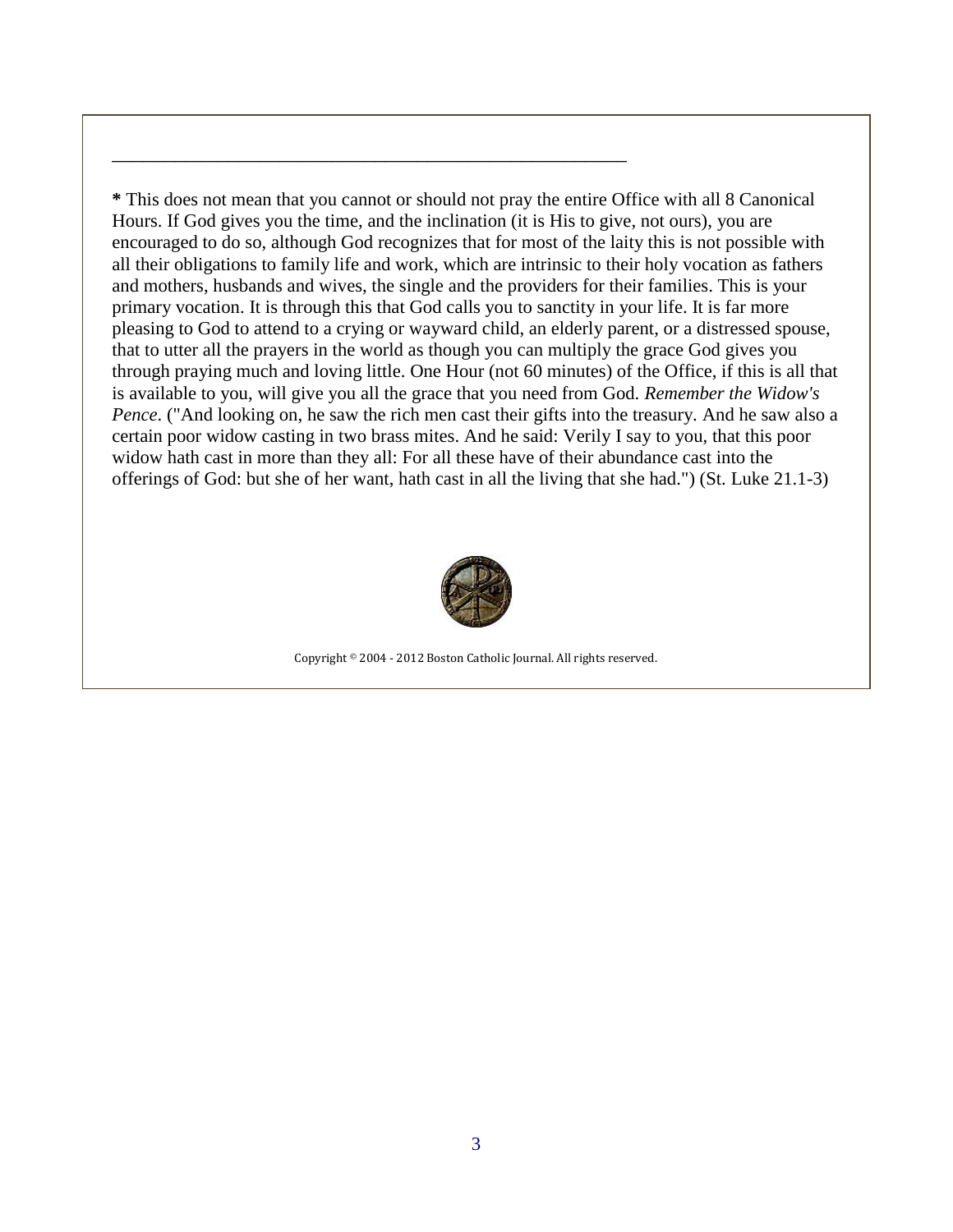_______________________________________________________

**\*** This does not mean that you cannot or should not pray the entire Office with all 8 Canonical Hours. If God gives you the time, and the inclination (it is His to give, not ours), you are encouraged to do so, although God recognizes that for most of the laity this is not possible with all their obligations to family life and work, which are intrinsic to their holy vocation as fathers and mothers, husbands and wives, the single and the providers for their families. This is your primary vocation. It is through this that God calls you to sanctity in your life. It is far more pleasing to God to attend to a crying or wayward child, an elderly parent, or a distressed spouse, that to utter all the prayers in the world as though you can multiply the grace God gives you through praying much and loving little. One Hour (not 60 minutes) of the Office, if this is all that is available to you, will give you all the grace that you need from God. *Remember the Widow's Pence*. ("And looking on, he saw the rich men cast their gifts into the treasury. And he saw also a certain poor widow casting in two brass mites. And he said: Verily I say to you, that this poor widow hath cast in more than they all: For all these have of their abundance cast into the offerings of God: but she of her want, hath cast in all the living that she had.") (St. Luke 21.1-3)

Copyright © 2004 - 2012 Boston Catholic Journal. All rights reserved.